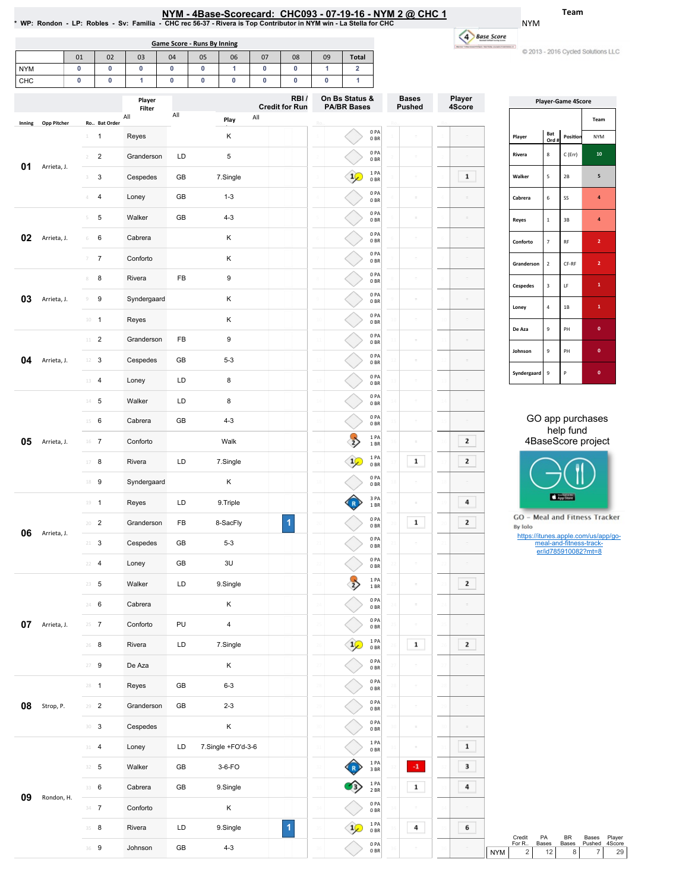# NYM - 4Base-Scorecard: CHC093 - 07-19-16 - NYM 2 @ CHC 1

* WP: Rondon - LP: Robles - Sv: Familia - CHC rec 56-37 - Rivera is Top Contributor in NYM win - La Stella for CHC

Team: NYM

© 2013 - 2016 Cycled Solutions LLC

## Game Score - Runs By Inning

| | 01 | 02 | 03 | 04 | 05 | 06 | 07 | 08 | 09 | Total |
|---|---|---|---|---|---|---|---|---|---|---|
| NYM | 0 | 0 | 0 | 0 | 0 | 1 | 0 | 0 | 1 | 2 |
| CHC | 0 | 0 | 1 | 0 | 0 | 0 | 0 | 0 | 0 | 1 |

| Inning | Opp Pitcher | Ro.. | Bat Order | Player | | Play | RBI / Credit for Run | On Bs Status & PA/BR Bases | Bases Pushed | Player 4Score |
|---|---|---|---|---|---|---|---|---|---|---|
| 01 | Arrieta, J. | 1 | 1 | Reyes | | K | | 0 PA 0 BR | | |
| | | 2 | 2 | Granderson | LD | 5 | | 0 PA 0 BR | | |
| | | 3 | 3 | Cespedes | GB | 7.Single | | 1 PA 0 BR | | 1 |
| | | 4 | 4 | Loney | GB | 1-3 | | 0 PA 0 BR | | |
| 02 | Arrieta, J. | 5 | 5 | Walker | GB | 4-3 | | 0 PA 0 BR | | |
| | | 6 | 6 | Cabrera | | K | | 0 PA 0 BR | | |
| | | 7 | 7 | Conforto | | K | | 0 PA 0 BR | | |
| 03 | Arrieta, J. | 8 | 8 | Rivera | FB | 9 | | 0 PA 0 BR | | |
| | | 9 | 9 | Syndergaard | | K | | 0 PA 0 BR | | |
| | | 10 | 1 | Reyes | | K | | 0 PA 0 BR | | |
| 04 | Arrieta, J. | 11 | 2 | Granderson | FB | 9 | | 0 PA 0 BR | | |
| | | 12 | 3 | Cespedes | GB | 5-3 | | 0 PA 0 BR | | |
| | | 13 | 4 | Loney | LD | 8 | | 0 PA 0 BR | | |
| 05 | Arrieta, J. | 14 | 5 | Walker | LD | 8 | | 0 PA 0 BR | | |
| | | 15 | 6 | Cabrera | GB | 4-3 | | 0 PA 0 BR | | |
| | | 16 | 7 | Conforto | | Walk | | 1 PA 1 BR | | 2 |
| | | 17 | 8 | Rivera | LD | 7.Single | | 1 PA 0 BR | 1 | 2 |
| | | 18 | 9 | Syndergaard | | K | | 0 PA 0 BR | | |
| 06 | Arrieta, J. | 19 | 1 | Reyes | LD | 9.Triple | | 3 PA 1 BR | | 4 |
| | | 20 | 2 | Granderson | FB | 8-SacFly | 1 | 0 PA 0 BR | 1 | 2 |
| | | 21 | 3 | Cespedes | GB | 5-3 | | 0 PA 0 BR | | |
| | | 22 | 4 | Loney | GB | 3U | | 0 PA 0 BR | | |
| 07 | Arrieta, J. | 23 | 5 | Walker | LD | 9.Single | | 1 PA 1 BR | | 2 |
| | | 24 | 6 | Cabrera | | K | | 0 PA 0 BR | | |
| | | 25 | 7 | Conforto | PU | 4 | | 0 PA 0 BR | | |
| | | 26 | 8 | Rivera | LD | 7.Single | | 1 PA 0 BR | 1 | 2 |
| | | 27 | 9 | De Aza | | K | | 0 PA 0 BR | | |
| 08 | Strop, P. | 28 | 1 | Reyes | GB | 6-3 | | 0 PA 0 BR | | |
| | | 29 | 2 | Granderson | GB | 2-3 | | 0 PA 0 BR | | |
| | | 30 | 3 | Cespedes | | K | | 0 PA 0 BR | | |
| 09 | Rondon, H. | 31 | 4 | Loney | LD | 7.Single +FO'd-3-6 | | 1 PA 0 BR | | 1 |
| | | 32 | 5 | Walker | GB | 3-6-FO | | 1 PA 3 BR | -1 | 3 |
| | | 33 | 6 | Cabrera | GB | 9.Single | | 1 PA 2 BR | 1 | 4 |
| | | 34 | 7 | Conforto | | K | | 0 PA 0 BR | | |
| | | 35 | 8 | Rivera | LD | 9.Single | 1 | 1 PA 0 BR | 4 | 6 |
| | | 36 | 9 | Johnson | GB | 4-3 | | 0 PA 0 BR | | |

## Player-Game 4Score

| Player | Bat Ord # | Position | NYM |
|---|---|---|---|
| Rivera | 8 | C (Err) | 10 |
| Walker | 5 | 2B | 5 |
| Cabrera | 6 | SS | 4 |
| Reyes | 1 | 3B | 4 |
| Conforto | 7 | RF | 2 |
| Granderson | 2 | CF-RF | 2 |
| Cespedes | 3 | LF | 1 |
| Loney | 4 | 1B | 1 |
| De Aza | 9 | PH | 0 |
| Johnson | 9 | PH | 0 |
| Syndergaard | 9 | P | 0 |

GO app purchases help fund 4BaseScore project

GO - Meal and Fitness Tracker
By Iolo
https://itunes.apple.com/us/app/go-meal-and-fitness-track-er/id785910082?mt=8

| | Credit For R.. | PA Bases | BR Bases | Bases Pushed | Player 4Score |
|---|---|---|---|---|---|
| NYM | 2 | 12 | 8 | 7 | 29 |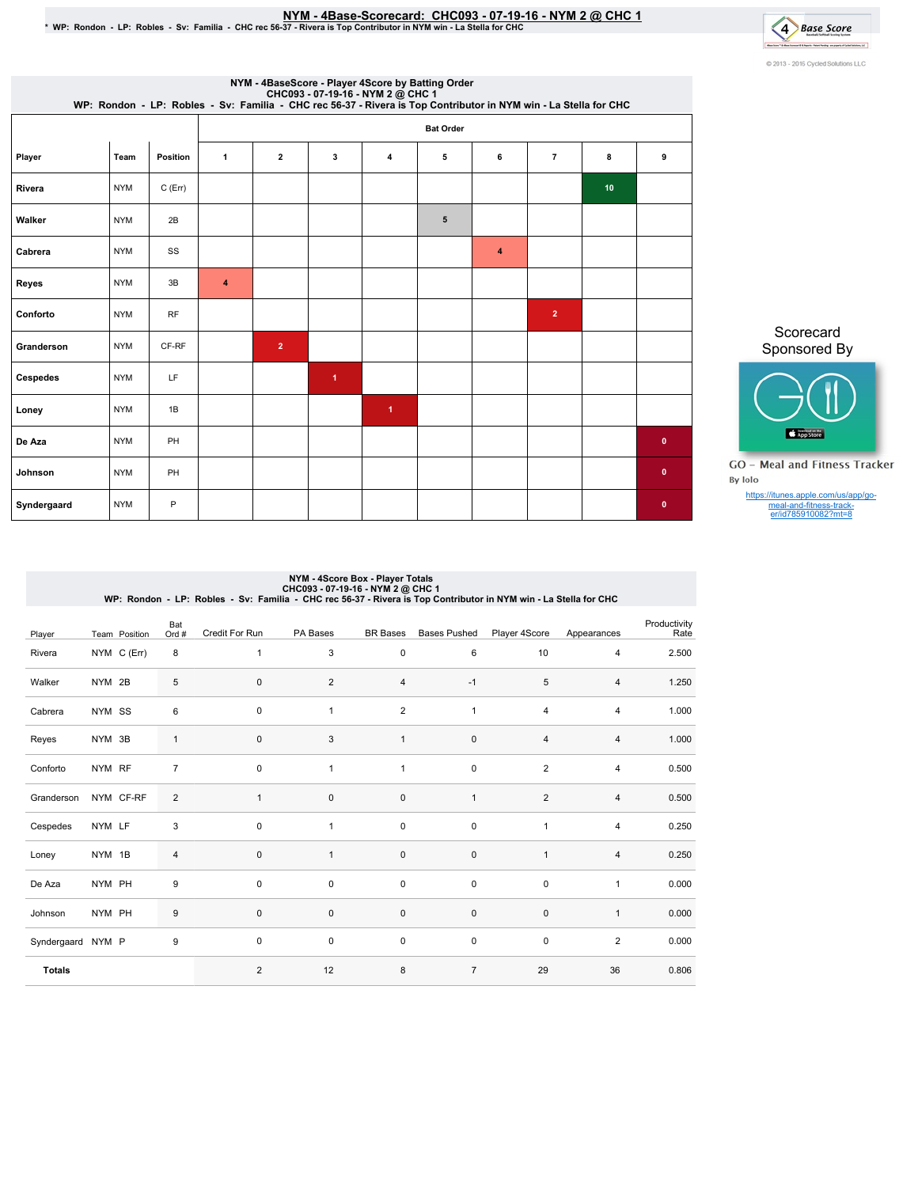# NYM - 4Base-Scorecard: CHC093 - 07-19-16 - NYM 2 @ CHC 1

\* WP: Rondon - LP: Robles - Sv: Familia - CHC rec 56-37 - Rivera is Top Contributor in NYM win - La Stella for CHC

© 2013 - 2016 Cycled Solutions LLC

## NYM - 4BaseScore - Player 4Score by Batting Order

CHC093 - 07-19-16 - NYM 2 @ CHC 1
WP: Rondon - LP: Robles - Sv: Familia - CHC rec 56-37 - Rivera is Top Contributor in NYM win - La Stella for CHC

| | | | Bat Order | | | | | | | | |
|---|---|---|---|---|---|---|---|---|---|---|---|
| Player | Team | Position | 1 | 2 | 3 | 4 | 5 | 6 | 7 | 8 | 9 |
| Rivera | NYM | C (Err) | | | | | | | | 10 | |
| Walker | NYM | 2B | | | | | 5 | | | | |
| Cabrera | NYM | SS | | | | | | 4 | | | |
| Reyes | NYM | 3B | 4 | | | | | | | | |
| Conforto | NYM | RF | | | | | | | 2 | | |
| Granderson | NYM | CF-RF | | 2 | | | | | | | |
| Cespedes | NYM | LF | | | 1 | | | | | | |
| Loney | NYM | 1B | | | | 1 | | | | | |
| De Aza | NYM | PH | | | | | | | | | 0 |
| Johnson | NYM | PH | | | | | | | | | 0 |
| Syndergaard | NYM | P | | | | | | | | | 0 |

Scorecard Sponsored By

GO - Meal and Fitness Tracker
By Iolo

https://itunes.apple.com/us/app/go-meal-and-fitness-track-er/id785910082?mt=8

## NYM - 4Score Box - Player Totals

CHC093 - 07-19-16 - NYM 2 @ CHC 1
WP: Rondon - LP: Robles - Sv: Familia - CHC rec 56-37 - Rivera is Top Contributor in NYM win - La Stella for CHC

| Player | Team | Position | Bat Ord # | Credit For Run | PA Bases | BR Bases | Bases Pushed | Player 4Score | Appearances | Productivity Rate |
|---|---|---|---|---|---|---|---|---|---|---|
| Rivera | NYM | C (Err) | 8 | 1 | 3 | 0 | 6 | 10 | 4 | 2.500 |
| Walker | NYM | 2B | 5 | 0 | 2 | 4 | -1 | 5 | 4 | 1.250 |
| Cabrera | NYM | SS | 6 | 0 | 1 | 2 | 1 | 4 | 4 | 1.000 |
| Reyes | NYM | 3B | 1 | 0 | 3 | 1 | 0 | 4 | 4 | 1.000 |
| Conforto | NYM | RF | 7 | 0 | 1 | 1 | 0 | 2 | 4 | 0.500 |
| Granderson | NYM | CF-RF | 2 | 1 | 0 | 0 | 1 | 2 | 4 | 0.500 |
| Cespedes | NYM | LF | 3 | 0 | 1 | 0 | 0 | 1 | 4 | 0.250 |
| Loney | NYM | 1B | 4 | 0 | 1 | 0 | 0 | 1 | 4 | 0.250 |
| De Aza | NYM | PH | 9 | 0 | 0 | 0 | 0 | 0 | 1 | 0.000 |
| Johnson | NYM | PH | 9 | 0 | 0 | 0 | 0 | 0 | 1 | 0.000 |
| Syndergaard | NYM | P | 9 | 0 | 0 | 0 | 0 | 0 | 2 | 0.000 |
| Totals | | | | 2 | 12 | 8 | 7 | 29 | 36 | 0.806 |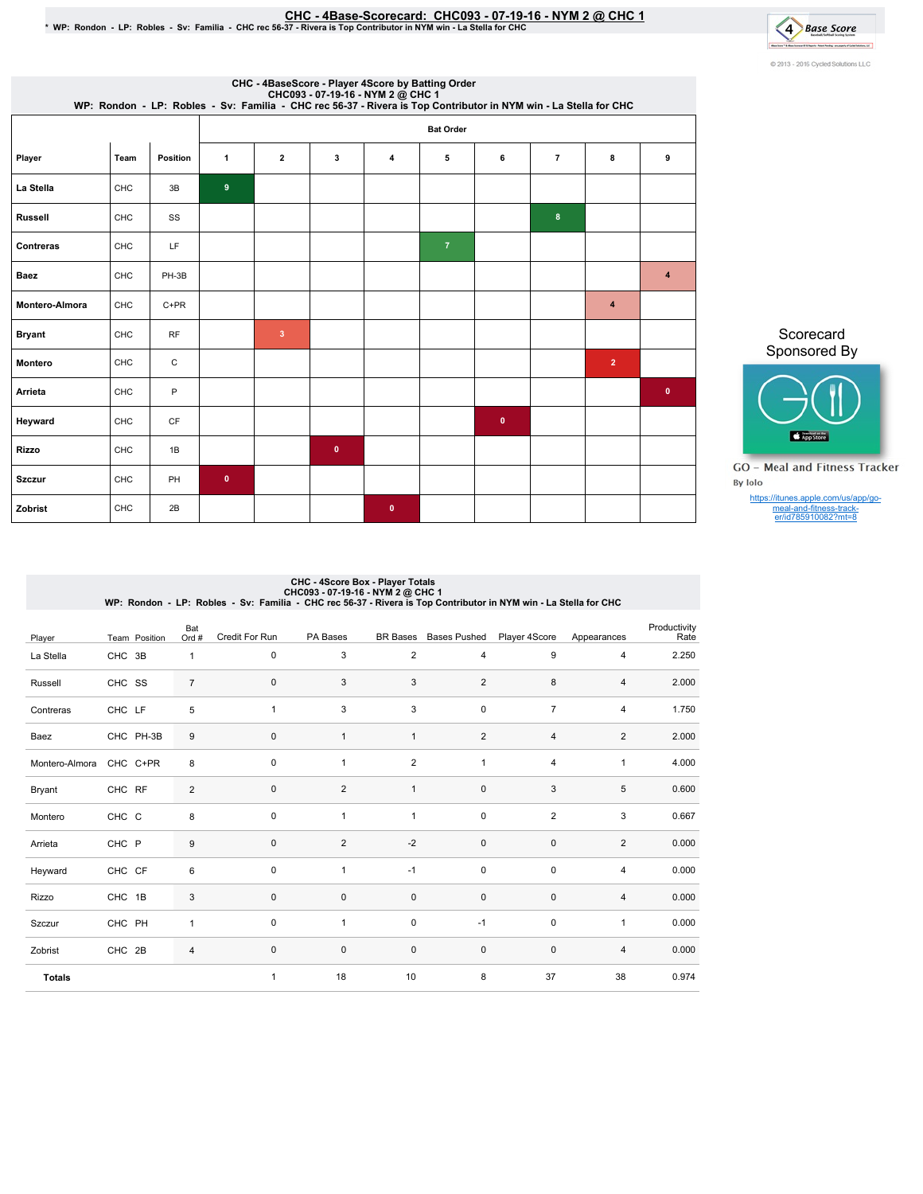# CHC - 4Base-Scorecard: CHC093 - 07-19-16 - NYM 2 @ CHC 1

\* WP: Rondon - LP: Robles - Sv: Familia - CHC rec 56-37 - Rivera is Top Contributor in NYM win - La Stella for CHC

© 2013 - 2016 Cycled Solutions LLC

## CHC - 4BaseScore - Player 4Score by Batting Order
CHC093 - 07-19-16 - NYM 2 @ CHC 1
WP: Rondon - LP: Robles - Sv: Familia - CHC rec 56-37 - Rivera is Top Contributor in NYM win - La Stella for CHC

| | | | Bat Order | | | | | | | | |
|---|---|---|---|---|---|---|---|---|---|---|---|
| Player | Team | Position | 1 | 2 | 3 | 4 | 5 | 6 | 7 | 8 | 9 |
| La Stella | CHC | 3B | 9 | | | | | | | | |
| Russell | CHC | SS | | | | | | | 8 | | |
| Contreras | CHC | LF | | | | | 7 | | | | |
| Baez | CHC | PH-3B | | | | | | | | | 4 |
| Montero-Almora | CHC | C+PR | | | | | | | | 4 | |
| Bryant | CHC | RF | | 3 | | | | | | | |
| Montero | CHC | C | | | | | | | | 2 | |
| Arrieta | CHC | P | | | | | | | | | 0 |
| Heyward | CHC | CF | | | | | | 0 | | | |
| Rizzo | CHC | 1B | | | 0 | | | | | | |
| Szczur | CHC | PH | 0 | | | | | | | | |
| Zobrist | CHC | 2B | | | | 0 | | | | | |

Scorecard Sponsored By

GO - Meal and Fitness Tracker
By Iolo

https://itunes.apple.com/us/app/go-meal-and-fitness-track-er/id785910082?mt=8

## CHC - 4Score Box - Player Totals
CHC093 - 07-19-16 - NYM 2 @ CHC 1
WP: Rondon - LP: Robles - Sv: Familia - CHC rec 56-37 - Rivera is Top Contributor in NYM win - La Stella for CHC

| Player | Team | Position | Bat Ord # | Credit For Run | PA Bases | BR Bases | Bases Pushed | Player 4Score | Appearances | Productivity Rate |
|---|---|---|---|---|---|---|---|---|---|---|
| La Stella | CHC | 3B | 1 | 0 | 3 | 2 | 4 | 9 | 4 | 2.250 |
| Russell | CHC | SS | 7 | 0 | 3 | 3 | 2 | 8 | 4 | 2.000 |
| Contreras | CHC | LF | 5 | 1 | 3 | 3 | 0 | 7 | 4 | 1.750 |
| Baez | CHC | PH-3B | 9 | 0 | 1 | 1 | 2 | 4 | 2 | 2.000 |
| Montero-Almora | CHC | C+PR | 8 | 0 | 1 | 2 | 1 | 4 | 1 | 4.000 |
| Bryant | CHC | RF | 2 | 0 | 2 | 1 | 0 | 3 | 5 | 0.600 |
| Montero | CHC | C | 8 | 0 | 1 | 1 | 0 | 2 | 3 | 0.667 |
| Arrieta | CHC | P | 9 | 0 | 2 | -2 | 0 | 0 | 2 | 0.000 |
| Heyward | CHC | CF | 6 | 0 | 1 | -1 | 0 | 0 | 4 | 0.000 |
| Rizzo | CHC | 1B | 3 | 0 | 0 | 0 | 0 | 0 | 4 | 0.000 |
| Szczur | CHC | PH | 1 | 0 | 1 | 0 | -1 | 0 | 1 | 0.000 |
| Zobrist | CHC | 2B | 4 | 0 | 0 | 0 | 0 | 0 | 4 | 0.000 |
| **Totals** | | | | 1 | 18 | 10 | 8 | 37 | 38 | 0.974 |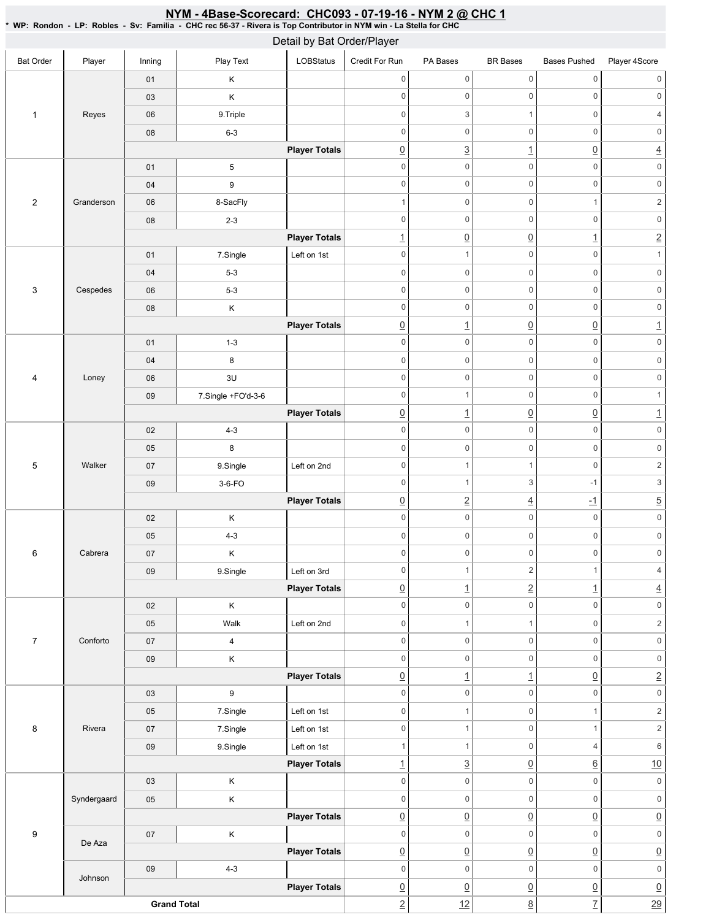## NYM - 4Base-Scorecard: CHC093 - 07-19-16 - NYM 2 @ CHC 1

\* WP: Rondon - LP: Robles - Sv: Familia - CHC rec 56-37 - Rivera is Top Contributor in NYM win - La Stella for CHC

### Detail by Bat Order/Player

| Bat Order | Player | Inning | Play Text | LOBStatus | Credit For Run | PA Bases | BR Bases | Bases Pushed | Player 4Score |
|---|---|---|---|---|---|---|---|---|---|
| 1 | Reyes | 01 | K | | 0 | 0 | 0 | 0 | 0 |
| | | 03 | K | | 0 | 0 | 0 | 0 | 0 |
| | | 06 | 9.Triple | | 0 | 3 | 1 | 0 | 4 |
| | | 08 | 6-3 | | 0 | 0 | 0 | 0 | 0 |
| | | | | **Player Totals** | 0 | 3 | 1 | 0 | 4 |
| 2 | Granderson | 01 | 5 | | 0 | 0 | 0 | 0 | 0 |
| | | 04 | 9 | | 0 | 0 | 0 | 0 | 0 |
| | | 06 | 8-SacFly | | 1 | 0 | 0 | 1 | 2 |
| | | 08 | 2-3 | | 0 | 0 | 0 | 0 | 0 |
| | | | | **Player Totals** | 1 | 0 | 0 | 1 | 2 |
| 3 | Cespedes | 01 | 7.Single | Left on 1st | 0 | 1 | 0 | 0 | 1 |
| | | 04 | 5-3 | | 0 | 0 | 0 | 0 | 0 |
| | | 06 | 5-3 | | 0 | 0 | 0 | 0 | 0 |
| | | 08 | K | | 0 | 0 | 0 | 0 | 0 |
| | | | | **Player Totals** | 0 | 1 | 0 | 0 | 1 |
| 4 | Loney | 01 | 1-3 | | 0 | 0 | 0 | 0 | 0 |
| | | 04 | 8 | | 0 | 0 | 0 | 0 | 0 |
| | | 06 | 3U | | 0 | 0 | 0 | 0 | 0 |
| | | 09 | 7.Single +FO'd-3-6 | | 0 | 1 | 0 | 0 | 1 |
| | | | | **Player Totals** | 0 | 1 | 0 | 0 | 1 |
| 5 | Walker | 02 | 4-3 | | 0 | 0 | 0 | 0 | 0 |
| | | 05 | 8 | | 0 | 0 | 0 | 0 | 0 |
| | | 07 | 9.Single | Left on 2nd | 0 | 1 | 1 | 0 | 2 |
| | | 09 | 3-6-FO | | 0 | 1 | 3 | -1 | 3 |
| | | | | **Player Totals** | 0 | 2 | 4 | -1 | 5 |
| 6 | Cabrera | 02 | K | | 0 | 0 | 0 | 0 | 0 |
| | | 05 | 4-3 | | 0 | 0 | 0 | 0 | 0 |
| | | 07 | K | | 0 | 0 | 0 | 0 | 0 |
| | | 09 | 9.Single | Left on 3rd | 0 | 1 | 2 | 1 | 4 |
| | | | | **Player Totals** | 0 | 1 | 2 | 1 | 4 |
| 7 | Conforto | 02 | K | | 0 | 0 | 0 | 0 | 0 |
| | | 05 | Walk | Left on 2nd | 0 | 1 | 1 | 0 | 2 |
| | | 07 | 4 | | 0 | 0 | 0 | 0 | 0 |
| | | 09 | K | | 0 | 0 | 0 | 0 | 0 |
| | | | | **Player Totals** | 0 | 1 | 1 | 0 | 2 |
| 8 | Rivera | 03 | 9 | | 0 | 0 | 0 | 0 | 0 |
| | | 05 | 7.Single | Left on 1st | 0 | 1 | 0 | 1 | 2 |
| | | 07 | 7.Single | Left on 1st | 0 | 1 | 0 | 1 | 2 |
| | | 09 | 9.Single | Left on 1st | 1 | 1 | 0 | 4 | 6 |
| | | | | **Player Totals** | 1 | 3 | 0 | 6 | 10 |
| 9 | Syndergaard | 03 | K | | 0 | 0 | 0 | 0 | 0 |
| | | 05 | K | | 0 | 0 | 0 | 0 | 0 |
| | | | | **Player Totals** | 0 | 0 | 0 | 0 | 0 |
| | De Aza | 07 | K | | 0 | 0 | 0 | 0 | 0 |
| | | | | **Player Totals** | 0 | 0 | 0 | 0 | 0 |
| | Johnson | 09 | 4-3 | | 0 | 0 | 0 | 0 | 0 |
| | | | | **Player Totals** | 0 | 0 | 0 | 0 | 0 |
| **Grand Total** | | | | | 2 | 12 | 8 | 7 | 29 |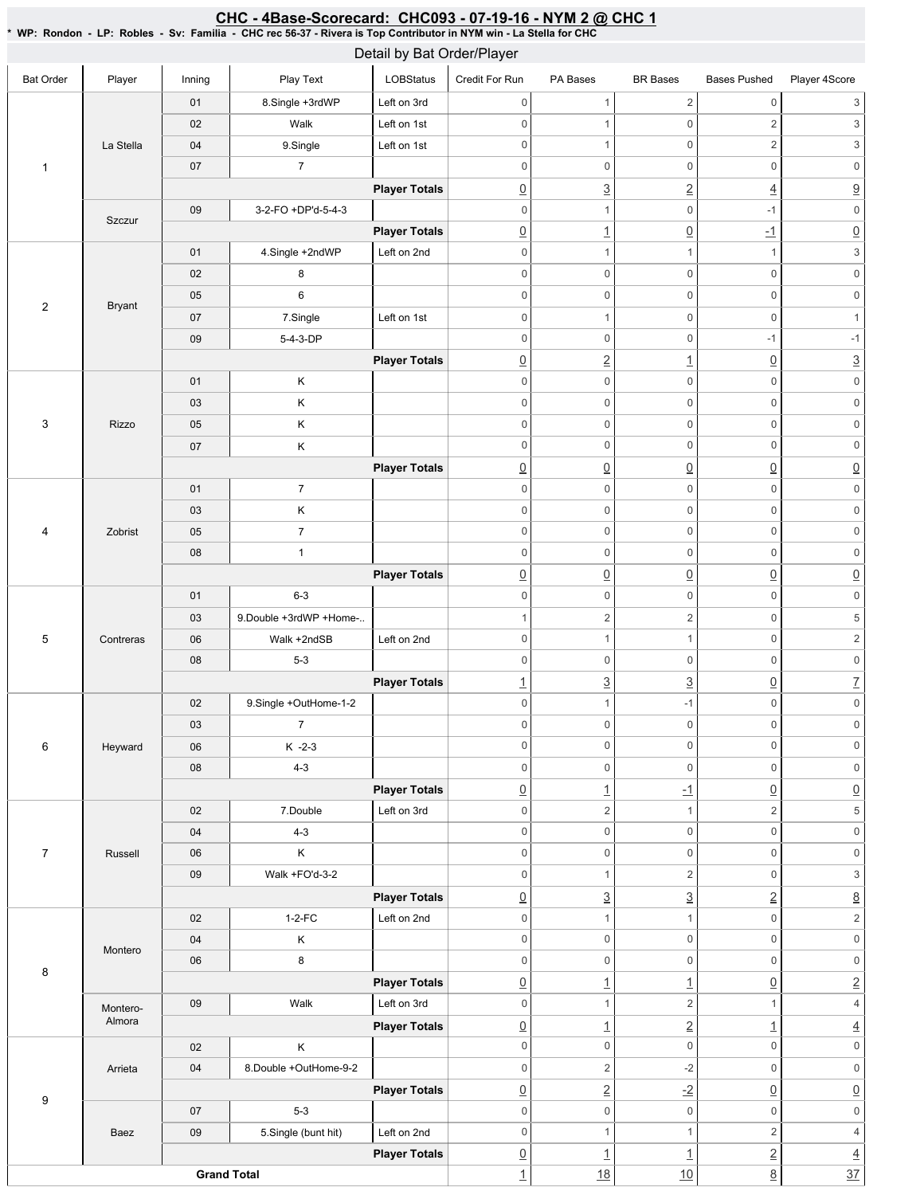# CHC - 4Base-Scorecard: CHC093 - 07-19-16 - NYM 2 @ CHC 1

* WP: Rondon - LP: Robles - Sv: Familia - CHC rec 56-37 - Rivera is Top Contributor in NYM win - La Stella for CHC

## Detail by Bat Order/Player

| Bat Order | Player | Inning | Play Text | LOBStatus | Credit For Run | PA Bases | BR Bases | Bases Pushed | Player 4Score |
|---|---|---|---|---|---|---|---|---|---|
| 1 | La Stella | 01 | 8.Single +3rdWP | Left on 3rd | 0 | 1 | 2 | 0 | 3 |
| | | 02 | Walk | Left on 1st | 0 | 1 | 0 | 2 | 3 |
| | | 04 | 9.Single | Left on 1st | 0 | 1 | 0 | 2 | 3 |
| | | 07 | 7 | | 0 | 0 | 0 | 0 | 0 |
| | | | | Player Totals | 0 | 3 | 2 | 4 | 9 |
| | Szczur | 09 | 3-2-FO +DP'd-5-4-3 | | 0 | 1 | 0 | -1 | 0 |
| | | | | Player Totals | 0 | 1 | 0 | -1 | 0 |
| 2 | Bryant | 01 | 4.Single +2ndWP | Left on 2nd | 0 | 1 | 1 | 1 | 3 |
| | | 02 | 8 | | 0 | 0 | 0 | 0 | 0 |
| | | 05 | 6 | | 0 | 0 | 0 | 0 | 0 |
| | | 07 | 7.Single | Left on 1st | 0 | 1 | 0 | 0 | 1 |
| | | 09 | 5-4-3-DP | | 0 | 0 | 0 | -1 | -1 |
| | | | | Player Totals | 0 | 2 | 1 | 0 | 3 |
| 3 | Rizzo | 01 | K | | 0 | 0 | 0 | 0 | 0 |
| | | 03 | K | | 0 | 0 | 0 | 0 | 0 |
| | | 05 | K | | 0 | 0 | 0 | 0 | 0 |
| | | 07 | K | | 0 | 0 | 0 | 0 | 0 |
| | | | | Player Totals | 0 | 0 | 0 | 0 | 0 |
| 4 | Zobrist | 01 | 7 | | 0 | 0 | 0 | 0 | 0 |
| | | 03 | K | | 0 | 0 | 0 | 0 | 0 |
| | | 05 | 7 | | 0 | 0 | 0 | 0 | 0 |
| | | 08 | 1 | | 0 | 0 | 0 | 0 | 0 |
| | | | | Player Totals | 0 | 0 | 0 | 0 | 0 |
| 5 | Contreras | 01 | 6-3 | | 0 | 0 | 0 | 0 | 0 |
| | | 03 | 9.Double +3rdWP +Home-.. | | 1 | 2 | 2 | 0 | 5 |
| | | 06 | Walk +2ndSB | Left on 2nd | 0 | 1 | 1 | 0 | 2 |
| | | 08 | 5-3 | | 0 | 0 | 0 | 0 | 0 |
| | | | | Player Totals | 1 | 3 | 3 | 0 | 7 |
| 6 | Heyward | 02 | 9.Single +OutHome-1-2 | | 0 | 1 | -1 | 0 | 0 |
| | | 03 | 7 | | 0 | 0 | 0 | 0 | 0 |
| | | 06 | K -2-3 | | 0 | 0 | 0 | 0 | 0 |
| | | 08 | 4-3 | | 0 | 0 | 0 | 0 | 0 |
| | | | | Player Totals | 0 | 1 | -1 | 0 | 0 |
| 7 | Russell | 02 | 7.Double | Left on 3rd | 0 | 2 | 1 | 2 | 5 |
| | | 04 | 4-3 | | 0 | 0 | 0 | 0 | 0 |
| | | 06 | K | | 0 | 0 | 0 | 0 | 0 |
| | | 09 | Walk +FO'd-3-2 | | 0 | 1 | 2 | 0 | 3 |
| | | | | Player Totals | 0 | 3 | 3 | 2 | 8 |
| 8 | Montero | 02 | 1-2-FC | Left on 2nd | 0 | 1 | 1 | 0 | 2 |
| | | 04 | K | | 0 | 0 | 0 | 0 | 0 |
| | | 06 | 8 | | 0 | 0 | 0 | 0 | 0 |
| | | | | Player Totals | 0 | 1 | 1 | 0 | 2 |
| | Montero-Almora | 09 | Walk | Left on 3rd | 0 | 1 | 2 | 1 | 4 |
| | | | | Player Totals | 0 | 1 | 2 | 1 | 4 |
| 9 | Arrieta | 02 | K | | 0 | 0 | 0 | 0 | 0 |
| | | 04 | 8.Double +OutHome-9-2 | | 0 | 2 | -2 | 0 | 0 |
| | | | | Player Totals | 0 | 2 | -2 | 0 | 0 |
| | Baez | 07 | 5-3 | | 0 | 0 | 0 | 0 | 0 |
| | | 09 | 5.Single (bunt hit) | Left on 2nd | 0 | 1 | 1 | 2 | 4 |
| | | | | Player Totals | 0 | 1 | 1 | 2 | 4 |
| Grand Total | | | | | 1 | 18 | 10 | 8 | 37 |